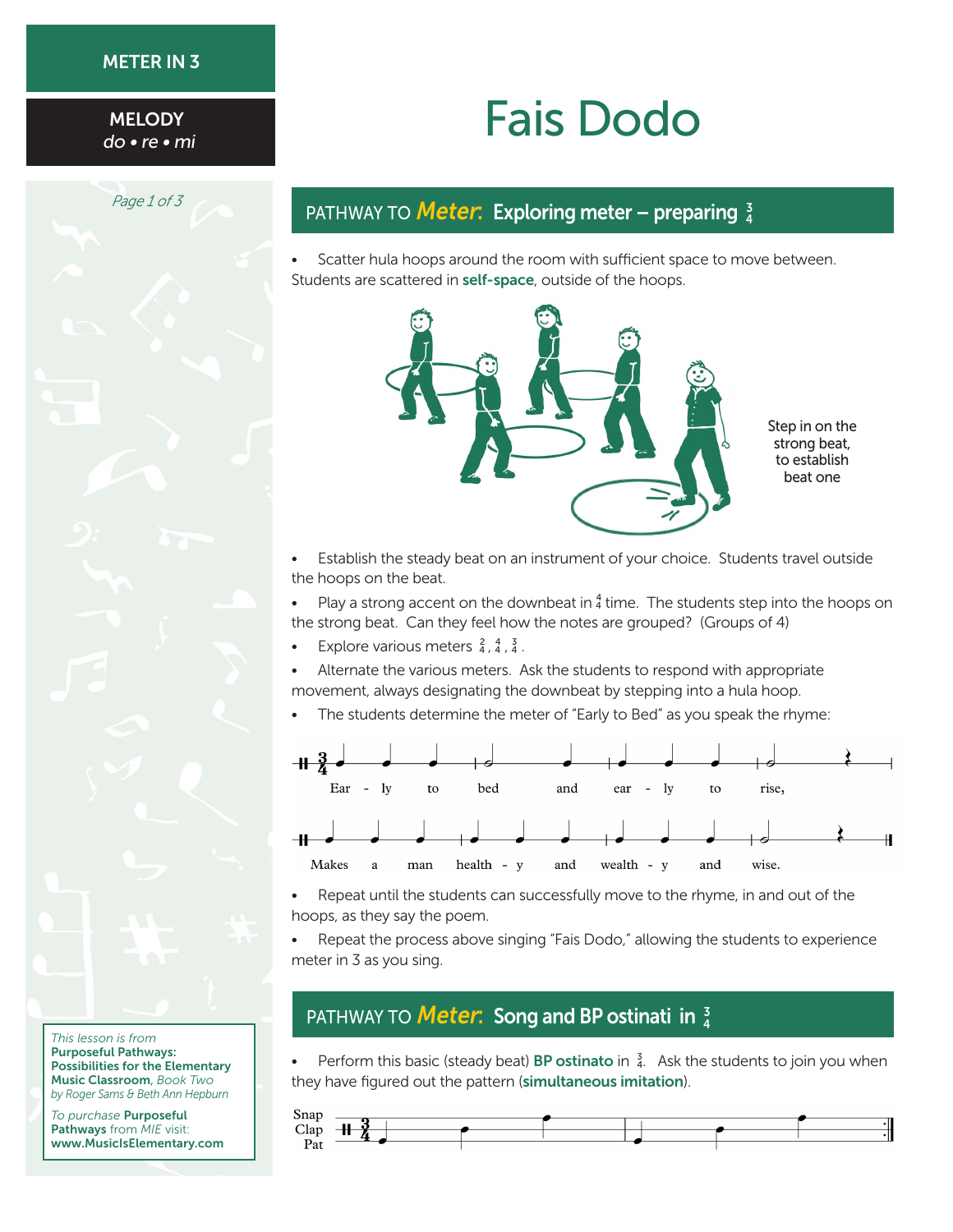METER IN 3

**MELODY**
*do • re • mi*

# Fais Dodo

## PATHWAY TO *Meter*: Exploring meter – preparing $\frac{3}{4}$

- Scatter hula hoops around the room with sufficient space to move between. Students are scattered in **self-space**, outside of the hoops.

Step in on the strong beat, to establish beat one

- Establish the steady beat on an instrument of your choice. Students travel outside the hoops on the beat.
- Play a strong accent on the downbeat in $\frac{4}{4}$ time. The students step into the hoops on the strong beat. Can they feel how the notes are grouped? (Groups of 4)
- Explore various meters $\frac{2}{4}$, $\frac{4}{4}$, $\frac{3}{4}$.
- Alternate the various meters. Ask the students to respond with appropriate movement, always designating the downbeat by stepping into a hula hoop.
- The students determine the meter of "Early to Bed" as you speak the rhyme:

Ear - ly to bed and ear - ly to rise,
Makes a man health - y and wealth - y and wise.

- Repeat until the students can successfully move to the rhyme, in and out of the hoops, as they say the poem.
- Repeat the process above singing "Fais Dodo," allowing the students to experience meter in 3 as you sing.

## PATHWAY TO *Meter*: Song and BP ostinati in $\frac{3}{4}$

- Perform this basic (steady beat) **BP ostinato** in $\frac{3}{4}$. Ask the students to join you when they have figured out the pattern (**simultaneous imitation**).

Snap
Clap
Pat

*This lesson is from* **Purposeful Pathways: Possibilities for the Elementary Music Classroom**, *Book Two by Roger Sams & Beth Ann Hepburn*

*To purchase* **Purposeful Pathways** *from MIE visit:* **www.MusicIsElementary.com**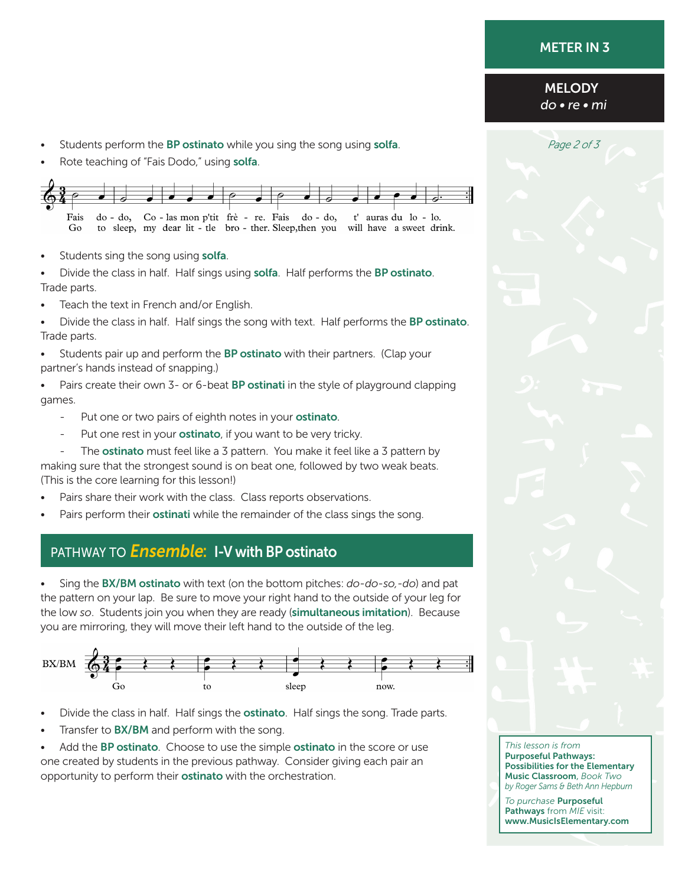## METER IN 3

**MELODY**
*do • re • mi*

- Students perform the **BP ostinato** while you sing the song using **solfa**.
- Rote teaching of "Fais Dodo," using **solfa**.

Fais do - do, Co - las mon p'tit frè - re. Fais do - do, t' auras du lo - lo.
Go to sleep, my dear lit - tle bro - ther. Sleep, then you will have a sweet drink.

- Students sing the song using **solfa**.
- Divide the class in half. Half sings using **solfa**. Half performs the **BP ostinato**. Trade parts.
- Teach the text in French and/or English.
- Divide the class in half. Half sings the song with text. Half performs the **BP ostinato**. Trade parts.
- Students pair up and perform the **BP ostinato** with their partners. (Clap your partner's hands instead of snapping.)
- Pairs create their own 3- or 6-beat **BP ostinati** in the style of playground clapping games.
  - Put one or two pairs of eighth notes in your **ostinato**.
  - Put one rest in your **ostinato**, if you want to be very tricky.
  - The **ostinato** must feel like a 3 pattern. You make it feel like a 3 pattern by making sure that the strongest sound is on beat one, followed by two weak beats. (This is the core learning for this lesson!)
- Pairs share their work with the class. Class reports observations.
- Pairs perform their **ostinati** while the remainder of the class sings the song.

## PATHWAY TO *Ensemble*: I-V with BP ostinato

- Sing the **BX/BM ostinato** with text (on the bottom pitches: *do-do-so,-do*) and pat the pattern on your lap. Be sure to move your right hand to the outside of your leg for the low *so*. Students join you when they are ready (**simultaneous imitation**). Because you are mirroring, they will move their left hand to the outside of the leg.

BX/BM: Go to sleep now.

- Divide the class in half. Half sings the **ostinato**. Half sings the song. Trade parts.
- Transfer to **BX/BM** and perform with the song.
- Add the **BP ostinato**. Choose to use the simple **ostinato** in the score or use one created by students in the previous pathway. Consider giving each pair an opportunity to perform their **ostinato** with the orchestration.

*This lesson is from* **Purposeful Pathways: Possibilities for the Elementary Music Classroom**, *Book Two by Roger Sams & Beth Ann Hepburn*

*To purchase* **Purposeful Pathways** from *MIE* visit: **www.MusicIsElementary.com**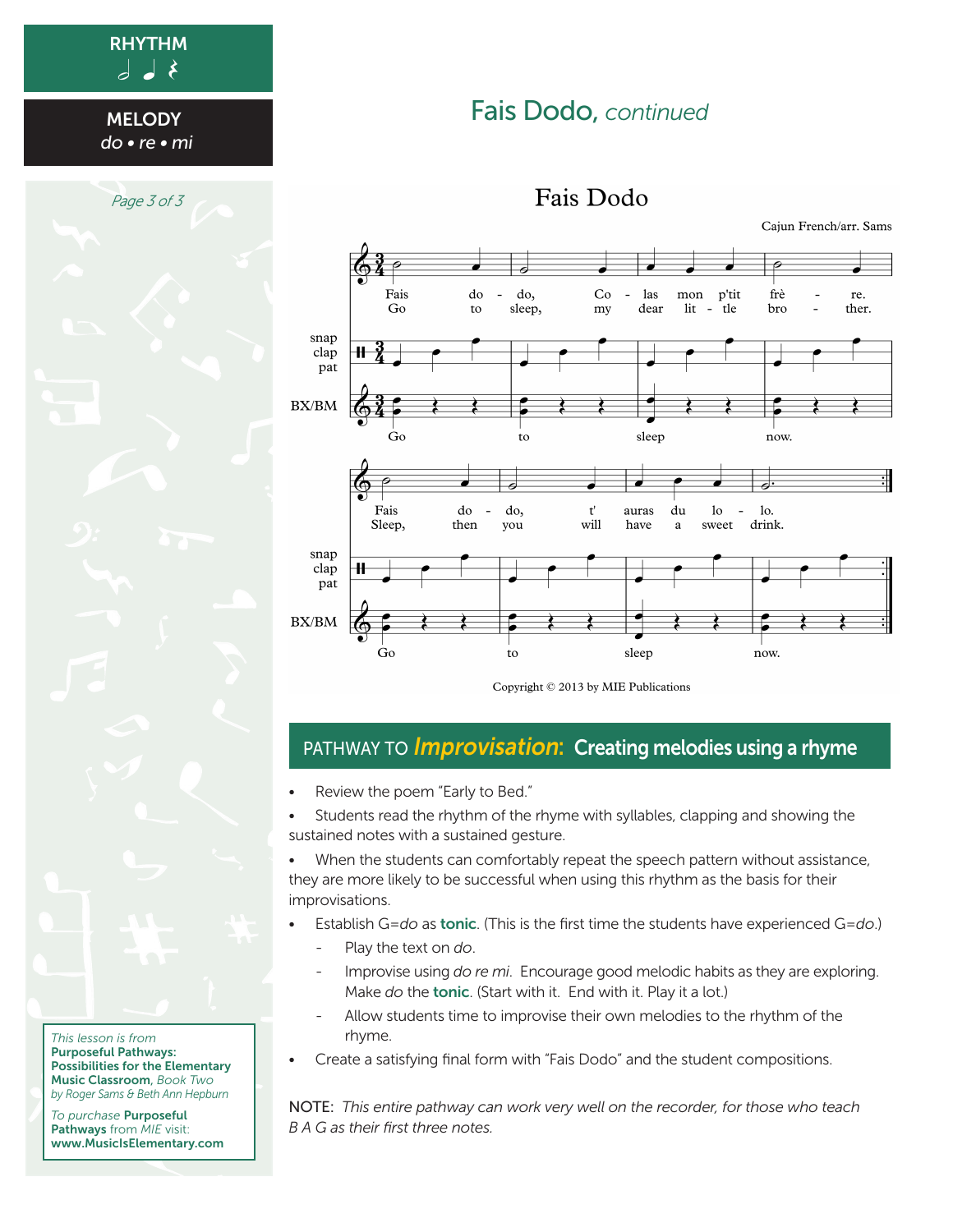**RHYTHM**

**MELODY**
*do • re • mi*

*Page 3 of 3*

# Fais Dodo, *continued*

## Fais Dodo

Cajun French/arr. Sams

Fais do - do, Co - las mon p'tit frè - re.
Go to sleep, my dear lit - tle bro - ther.

Fais do - do, t' auras du lo - lo.
Sleep, then you will have a sweet drink.

snap
clap
pat

BX/BM

Go to sleep now.

Copyright © 2013 by MIE Publications

## PATHWAY TO *Improvisation*: Creating melodies using a rhyme

- Review the poem "Early to Bed."
- Students read the rhythm of the rhyme with syllables, clapping and showing the sustained notes with a sustained gesture.
- When the students can comfortably repeat the speech pattern without assistance, they are more likely to be successful when using this rhythm as the basis for their improvisations.
- Establish G=*do* as **tonic**. (This is the first time the students have experienced G=*do*.)
  - Play the text on *do*.
  - Improvise using *do re mi*. Encourage good melodic habits as they are exploring. Make *do* the **tonic**. (Start with it. End with it. Play it a lot.)
  - Allow students time to improvise their own melodies to the rhythm of the rhyme.
- Create a satisfying final form with "Fais Dodo" and the student compositions.

NOTE: *This entire pathway can work very well on the recorder, for those who teach B A G as their first three notes.*

*This lesson is from* **Purposeful Pathways: Possibilities for the Elementary Music Classroom**, *Book Two by Roger Sams & Beth Ann Hepburn*

*To purchase* **Purposeful Pathways** *from MIE visit:* **www.MusicIsElementary.com**